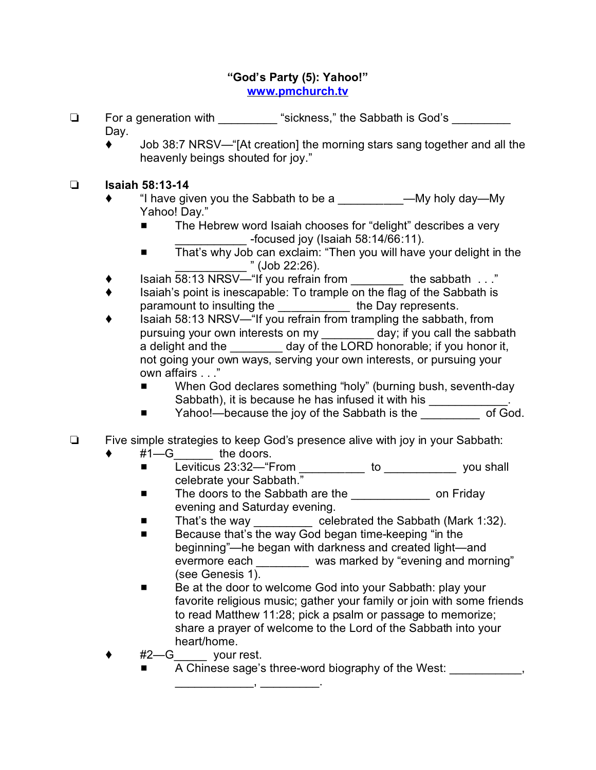**“God’s Party (5): Yahoo!”**
www.pmchurch.tv

- For a generation with _________ “sickness,” the Sabbath is God’s _________ Day.
  - Job 38:7 NRSV—“[At creation] the morning stars sang together and all the heavenly beings shouted for joy.”

- **Isaiah 58:13-14**
  - “I have given you the Sabbath to be a __________—My holy day—My Yahoo! Day.”
    - The Hebrew word Isaiah chooses for “delight” describes a very ___________ -focused joy (Isaiah 58:14/66:11).
    - That’s why Job can exclaim: “Then you will have your delight in the ___________ ” (Job 22:26).
  - Isaiah 58:13 NRSV—“If you refrain from ________ the sabbath . . .”
  - Isaiah’s point is inescapable: To trample on the flag of the Sabbath is paramount to insulting the ___________ the Day represents.
  - Isaiah 58:13 NRSV—“If you refrain from trampling the sabbath, from pursuing your own interests on my ________ day; if you call the sabbath a delight and the ________ day of the LORD honorable; if you honor it, not going your own ways, serving your own interests, or pursuing your own affairs . . .”
    - When God declares something “holy” (burning bush, seventh-day Sabbath), it is because he has infused it with his ____________.
    - Yahoo!—because the joy of the Sabbath is the _________ of God.

- Five simple strategies to keep God’s presence alive with joy in your Sabbath:
  - #1—G______ the doors.
    - Leviticus 23:32—“From __________ to ___________ you shall celebrate your Sabbath.”
    - The doors to the Sabbath are the ____________ on Friday evening and Saturday evening.
    - That’s the way _________ celebrated the Sabbath (Mark 1:32).
    - Because that’s the way God began time-keeping “in the beginning”—he began with darkness and created light—and evermore each ________ was marked by “evening and morning” (see Genesis 1).
    - Be at the door to welcome God into your Sabbath: play your favorite religious music; gather your family or join with some friends to read Matthew 11:28; pick a psalm or passage to memorize; share a prayer of welcome to the Lord of the Sabbath into your heart/home.
  - #2—G_____ your rest.
    - A Chinese sage’s three-word biography of the West: ___________, ____________, _________.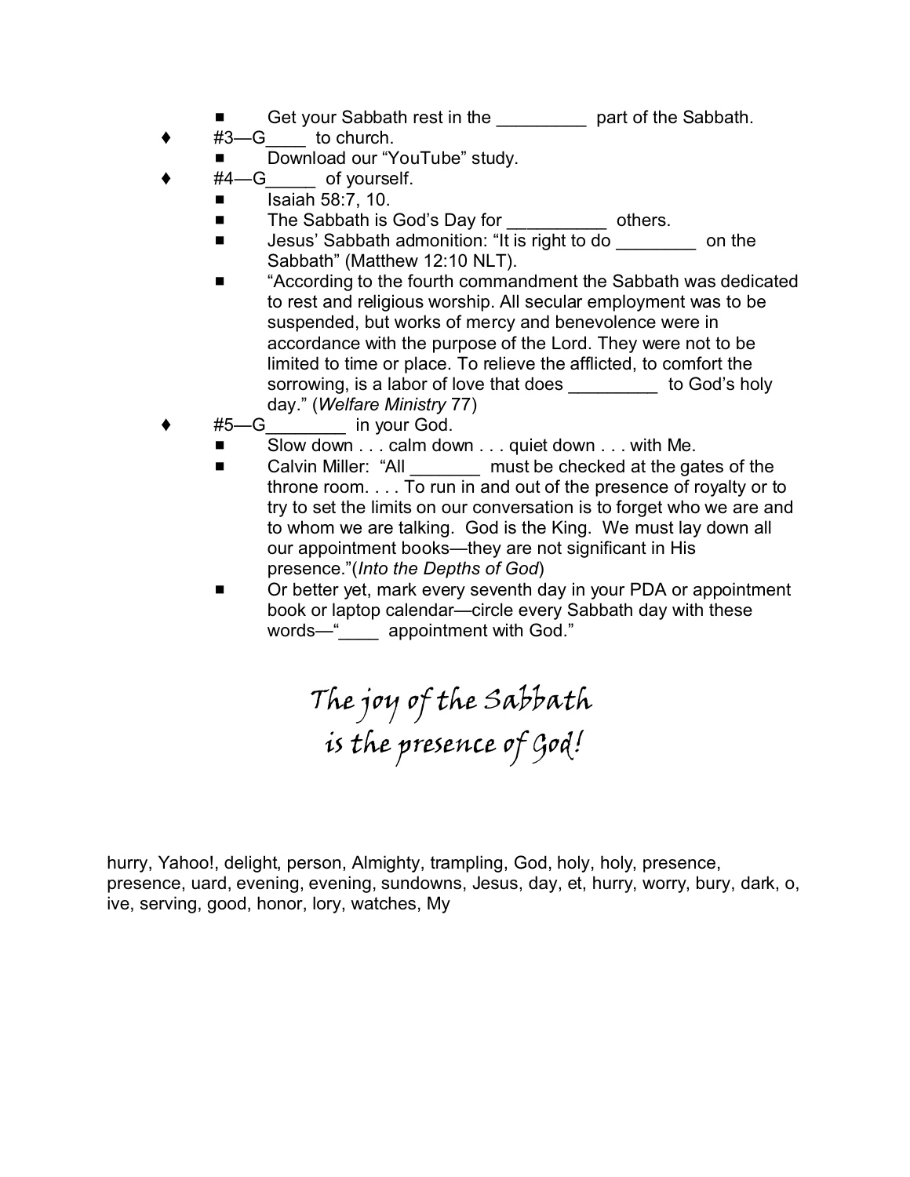- Get your Sabbath rest in the _________ part of the Sabbath.

- #3—G____ to church.
  - Download our "YouTube" study.
- #4—G_____ of yourself.
  - Isaiah 58:7, 10.
  - The Sabbath is God's Day for __________ others.
  - Jesus' Sabbath admonition: "It is right to do ________ on the Sabbath" (Matthew 12:10 NLT).
  - "According to the fourth commandment the Sabbath was dedicated to rest and religious worship. All secular employment was to be suspended, but works of mercy and benevolence were in accordance with the purpose of the Lord. They were not to be limited to time or place. To relieve the afflicted, to comfort the sorrowing, is a labor of love that does _________ to God's holy day." (*Welfare Ministry* 77)
- #5—G________ in your God.
  - Slow down . . . calm down . . . quiet down . . . with Me.
  - Calvin Miller: "All _______ must be checked at the gates of the throne room. . . . To run in and out of the presence of royalty or to try to set the limits on our conversation is to forget who we are and to whom we are talking. God is the King. We must lay down all our appointment books—they are not significant in His presence."(*Into the Depths of God*)
  - Or better yet, mark every seventh day in your PDA or appointment book or laptop calendar—circle every Sabbath day with these words—"____ appointment with God."

*The joy of the Sabbath is the presence of God!*

hurry, Yahoo!, delight, person, Almighty, trampling, God, holy, holy, presence, presence, uard, evening, evening, sundowns, Jesus, day, et, hurry, worry, bury, dark, o, ive, serving, good, honor, lory, watches, My